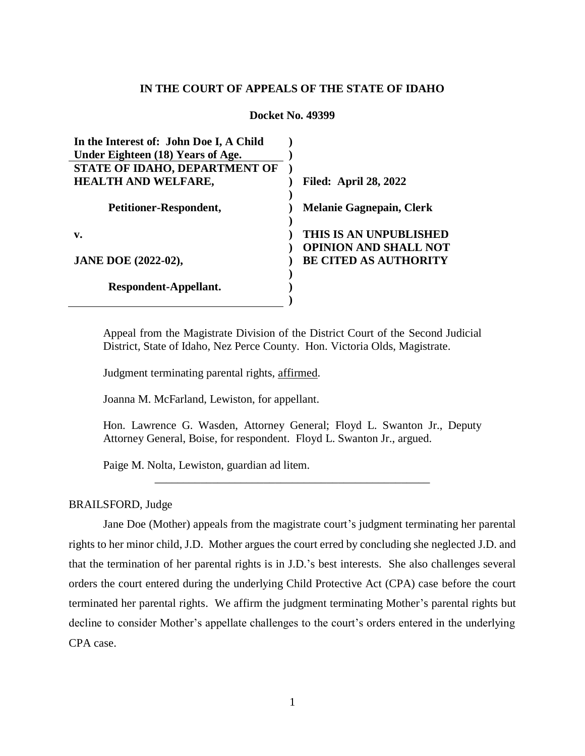**IN THE COURT OF APPEALS OF THE STATE OF IDAHO**

**Docket No. 49399**

| | |
|---|---|
| **In the Interest of: John Doe I, A Child Under Eighteen (18) Years of Age.** | |
| **STATE OF IDAHO, DEPARTMENT OF HEALTH AND WELFARE,** | **Filed: April 28, 2022** |
| **Petitioner-Respondent,** | **Melanie Gagnepain, Clerk** |
| **v.** | **THIS IS AN UNPUBLISHED OPINION AND SHALL NOT BE CITED AS AUTHORITY** |
| **JANE DOE (2022-02),** | |
| **Respondent-Appellant.** | |

Appeal from the Magistrate Division of the District Court of the Second Judicial District, State of Idaho, Nez Perce County. Hon. Victoria Olds, Magistrate.

Judgment terminating parental rights, affirmed.

Joanna M. McFarland, Lewiston, for appellant.

Hon. Lawrence G. Wasden, Attorney General; Floyd L. Swanton Jr., Deputy Attorney General, Boise, for respondent. Floyd L. Swanton Jr., argued.

Paige M. Nolta, Lewiston, guardian ad litem.

---

BRAILSFORD, Judge

Jane Doe (Mother) appeals from the magistrate court's judgment terminating her parental rights to her minor child, J.D. Mother argues the court erred by concluding she neglected J.D. and that the termination of her parental rights is in J.D.'s best interests. She also challenges several orders the court entered during the underlying Child Protective Act (CPA) case before the court terminated her parental rights. We affirm the judgment terminating Mother's parental rights but decline to consider Mother's appellate challenges to the court's orders entered in the underlying CPA case.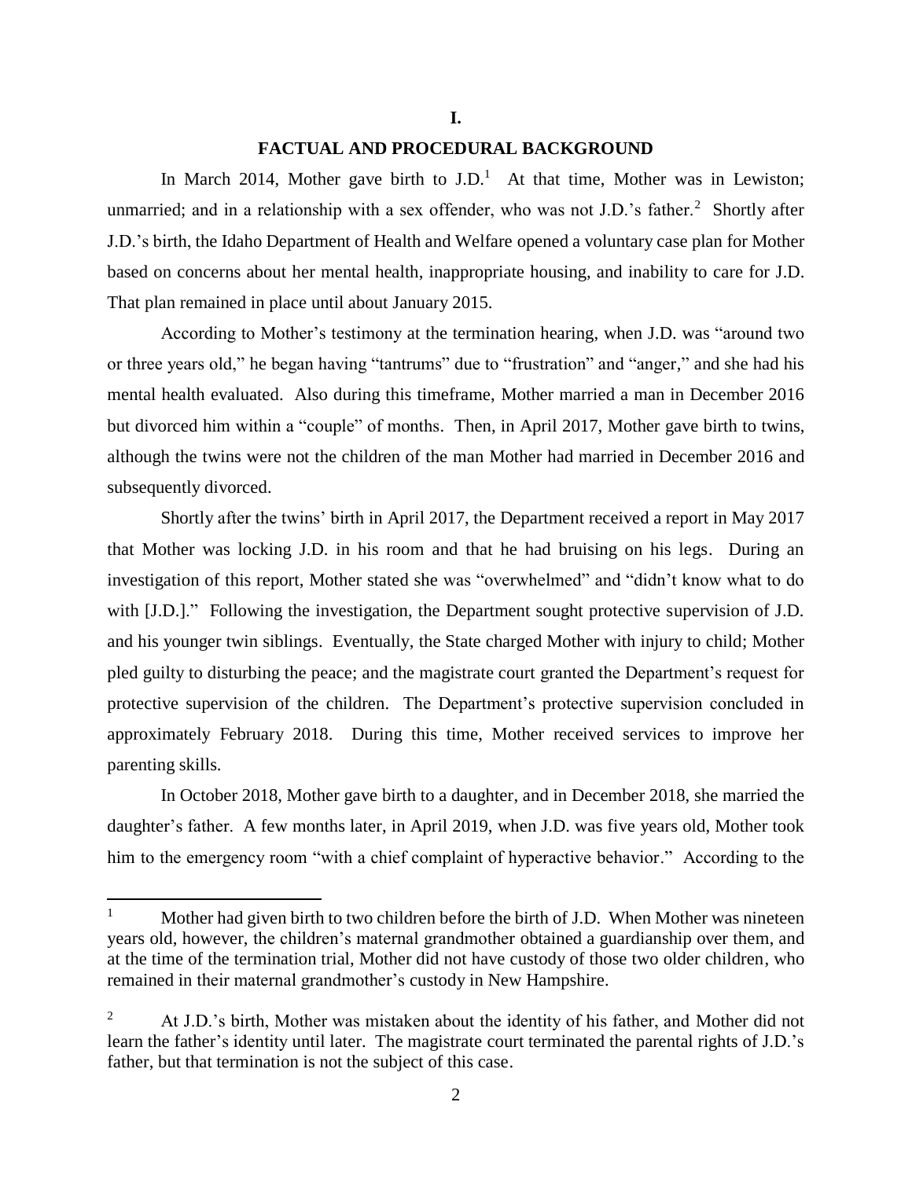# I.

# FACTUAL AND PROCEDURAL BACKGROUND

In March 2014, Mother gave birth to J.D.[1] At that time, Mother was in Lewiston; unmarried; and in a relationship with a sex offender, who was not J.D.'s father.[2] Shortly after J.D.'s birth, the Idaho Department of Health and Welfare opened a voluntary case plan for Mother based on concerns about her mental health, inappropriate housing, and inability to care for J.D. That plan remained in place until about January 2015.

According to Mother's testimony at the termination hearing, when J.D. was "around two or three years old," he began having "tantrums" due to "frustration" and "anger," and she had his mental health evaluated. Also during this timeframe, Mother married a man in December 2016 but divorced him within a "couple" of months. Then, in April 2017, Mother gave birth to twins, although the twins were not the children of the man Mother had married in December 2016 and subsequently divorced.

Shortly after the twins' birth in April 2017, the Department received a report in May 2017 that Mother was locking J.D. in his room and that he had bruising on his legs. During an investigation of this report, Mother stated she was "overwhelmed" and "didn't know what to do with [J.D.]." Following the investigation, the Department sought protective supervision of J.D. and his younger twin siblings. Eventually, the State charged Mother with injury to child; Mother pled guilty to disturbing the peace; and the magistrate court granted the Department's request for protective supervision of the children. The Department's protective supervision concluded in approximately February 2018. During this time, Mother received services to improve her parenting skills.

In October 2018, Mother gave birth to a daughter, and in December 2018, she married the daughter's father. A few months later, in April 2019, when J.D. was five years old, Mother took him to the emergency room "with a chief complaint of hyperactive behavior." According to the

---

[1] Mother had given birth to two children before the birth of J.D. When Mother was nineteen years old, however, the children's maternal grandmother obtained a guardianship over them, and at the time of the termination trial, Mother did not have custody of those two older children, who remained in their maternal grandmother's custody in New Hampshire.

[2] At J.D.'s birth, Mother was mistaken about the identity of his father, and Mother did not learn the father's identity until later. The magistrate court terminated the parental rights of J.D.'s father, but that termination is not the subject of this case.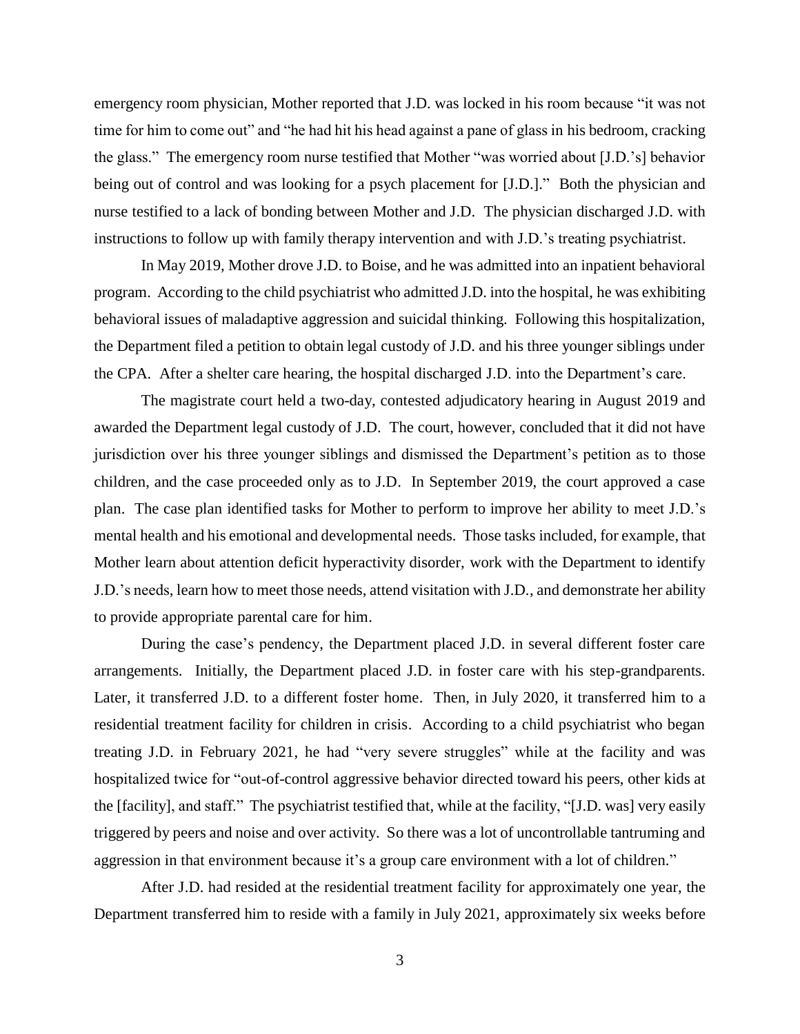emergency room physician, Mother reported that J.D. was locked in his room because "it was not time for him to come out" and "he had hit his head against a pane of glass in his bedroom, cracking the glass." The emergency room nurse testified that Mother "was worried about [J.D.'s] behavior being out of control and was looking for a psych placement for [J.D.]." Both the physician and nurse testified to a lack of bonding between Mother and J.D. The physician discharged J.D. with instructions to follow up with family therapy intervention and with J.D.'s treating psychiatrist.

In May 2019, Mother drove J.D. to Boise, and he was admitted into an inpatient behavioral program. According to the child psychiatrist who admitted J.D. into the hospital, he was exhibiting behavioral issues of maladaptive aggression and suicidal thinking. Following this hospitalization, the Department filed a petition to obtain legal custody of J.D. and his three younger siblings under the CPA. After a shelter care hearing, the hospital discharged J.D. into the Department's care.

The magistrate court held a two-day, contested adjudicatory hearing in August 2019 and awarded the Department legal custody of J.D. The court, however, concluded that it did not have jurisdiction over his three younger siblings and dismissed the Department's petition as to those children, and the case proceeded only as to J.D. In September 2019, the court approved a case plan. The case plan identified tasks for Mother to perform to improve her ability to meet J.D.'s mental health and his emotional and developmental needs. Those tasks included, for example, that Mother learn about attention deficit hyperactivity disorder, work with the Department to identify J.D.'s needs, learn how to meet those needs, attend visitation with J.D., and demonstrate her ability to provide appropriate parental care for him.

During the case's pendency, the Department placed J.D. in several different foster care arrangements. Initially, the Department placed J.D. in foster care with his step-grandparents. Later, it transferred J.D. to a different foster home. Then, in July 2020, it transferred him to a residential treatment facility for children in crisis. According to a child psychiatrist who began treating J.D. in February 2021, he had "very severe struggles" while at the facility and was hospitalized twice for "out-of-control aggressive behavior directed toward his peers, other kids at the [facility], and staff." The psychiatrist testified that, while at the facility, "[J.D. was] very easily triggered by peers and noise and over activity. So there was a lot of uncontrollable tantruming and aggression in that environment because it's a group care environment with a lot of children."

After J.D. had resided at the residential treatment facility for approximately one year, the Department transferred him to reside with a family in July 2021, approximately six weeks before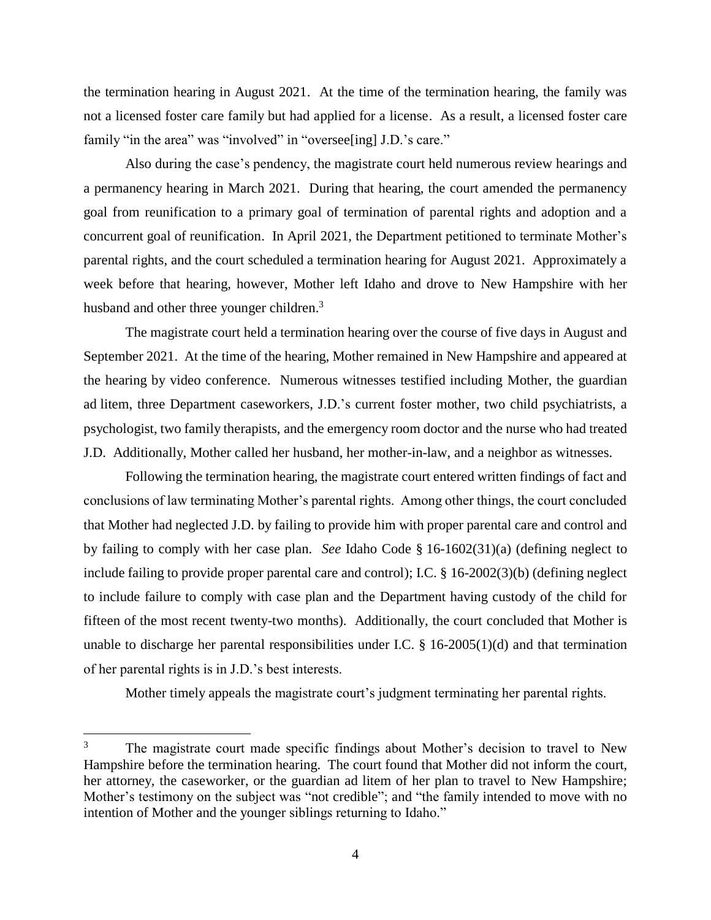the termination hearing in August 2021. At the time of the termination hearing, the family was not a licensed foster care family but had applied for a license. As a result, a licensed foster care family "in the area" was "involved" in "oversee[ing] J.D.'s care."

Also during the case's pendency, the magistrate court held numerous review hearings and a permanency hearing in March 2021. During that hearing, the court amended the permanency goal from reunification to a primary goal of termination of parental rights and adoption and a concurrent goal of reunification. In April 2021, the Department petitioned to terminate Mother's parental rights, and the court scheduled a termination hearing for August 2021. Approximately a week before that hearing, however, Mother left Idaho and drove to New Hampshire with her husband and other three younger children.[3]

The magistrate court held a termination hearing over the course of five days in August and September 2021. At the time of the hearing, Mother remained in New Hampshire and appeared at the hearing by video conference. Numerous witnesses testified including Mother, the guardian ad litem, three Department caseworkers, J.D.'s current foster mother, two child psychiatrists, a psychologist, two family therapists, and the emergency room doctor and the nurse who had treated J.D. Additionally, Mother called her husband, her mother-in-law, and a neighbor as witnesses.

Following the termination hearing, the magistrate court entered written findings of fact and conclusions of law terminating Mother's parental rights. Among other things, the court concluded that Mother had neglected J.D. by failing to provide him with proper parental care and control and by failing to comply with her case plan. *See* Idaho Code § 16-1602(31)(a) (defining neglect to include failing to provide proper parental care and control); I.C. § 16-2002(3)(b) (defining neglect to include failure to comply with case plan and the Department having custody of the child for fifteen of the most recent twenty-two months). Additionally, the court concluded that Mother is unable to discharge her parental responsibilities under I.C. § 16-2005(1)(d) and that termination of her parental rights is in J.D.'s best interests.

Mother timely appeals the magistrate court's judgment terminating her parental rights.

---

[3] The magistrate court made specific findings about Mother's decision to travel to New Hampshire before the termination hearing. The court found that Mother did not inform the court, her attorney, the caseworker, or the guardian ad litem of her plan to travel to New Hampshire; Mother's testimony on the subject was "not credible"; and "the family intended to move with no intention of Mother and the younger siblings returning to Idaho."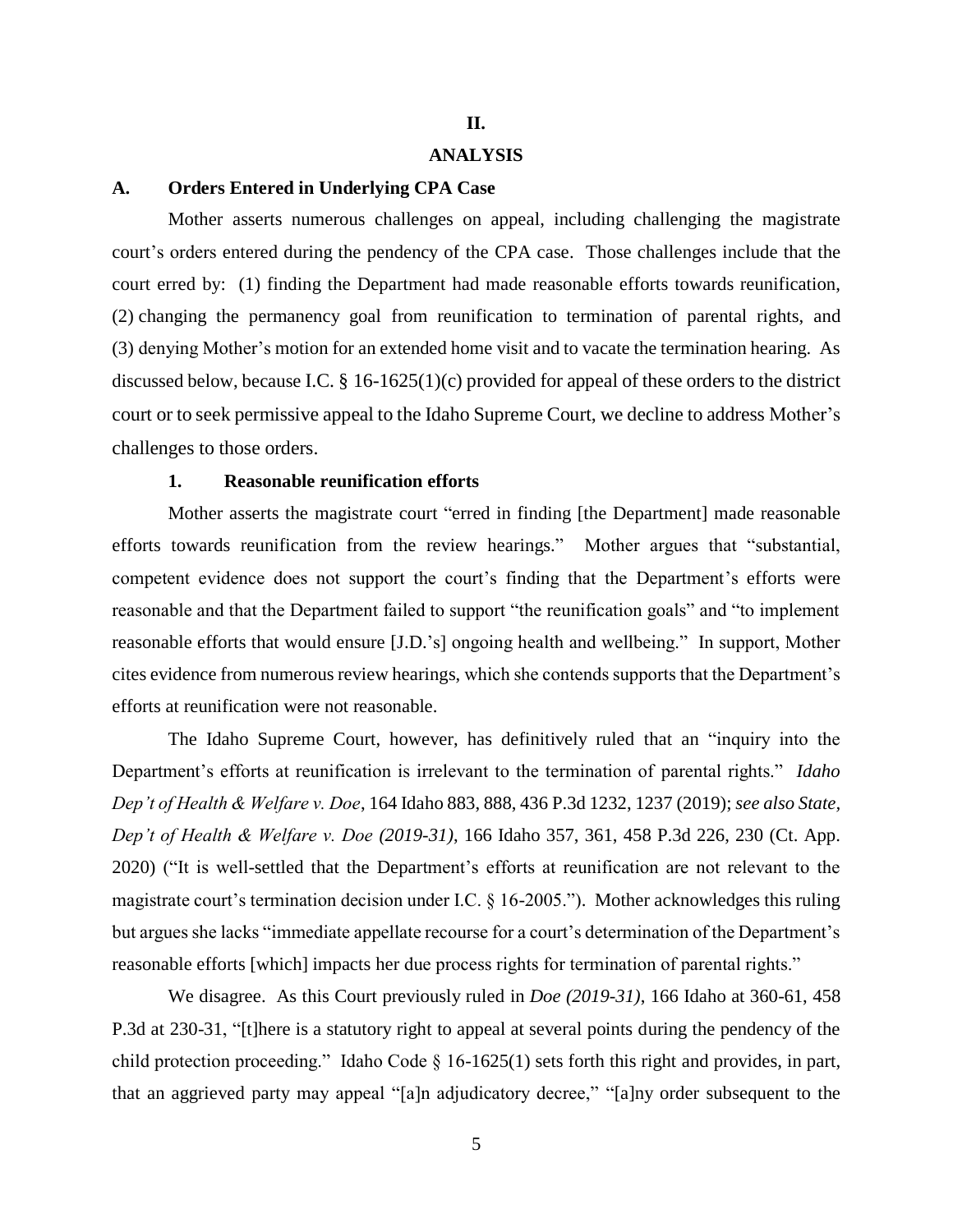## II.

## ANALYSIS

### A. Orders Entered in Underlying CPA Case

Mother asserts numerous challenges on appeal, including challenging the magistrate court's orders entered during the pendency of the CPA case. Those challenges include that the court erred by: (1) finding the Department had made reasonable efforts towards reunification, (2) changing the permanency goal from reunification to termination of parental rights, and (3) denying Mother's motion for an extended home visit and to vacate the termination hearing. As discussed below, because I.C. § 16-1625(1)(c) provided for appeal of these orders to the district court or to seek permissive appeal to the Idaho Supreme Court, we decline to address Mother's challenges to those orders.

#### 1. Reasonable reunification efforts

Mother asserts the magistrate court "erred in finding [the Department] made reasonable efforts towards reunification from the review hearings." Mother argues that "substantial, competent evidence does not support the court's finding that the Department's efforts were reasonable and that the Department failed to support "the reunification goals" and "to implement reasonable efforts that would ensure [J.D.'s] ongoing health and wellbeing." In support, Mother cites evidence from numerous review hearings, which she contends supports that the Department's efforts at reunification were not reasonable.

The Idaho Supreme Court, however, has definitively ruled that an "inquiry into the Department's efforts at reunification is irrelevant to the termination of parental rights." *Idaho Dep't of Health & Welfare v. Doe*, 164 Idaho 883, 888, 436 P.3d 1232, 1237 (2019); *see also State, Dep't of Health & Welfare v. Doe (2019-31)*, 166 Idaho 357, 361, 458 P.3d 226, 230 (Ct. App. 2020) ("It is well-settled that the Department's efforts at reunification are not relevant to the magistrate court's termination decision under I.C. § 16-2005."). Mother acknowledges this ruling but argues she lacks "immediate appellate recourse for a court's determination of the Department's reasonable efforts [which] impacts her due process rights for termination of parental rights."

We disagree. As this Court previously ruled in *Doe (2019-31)*, 166 Idaho at 360-61, 458 P.3d at 230-31, "[t]here is a statutory right to appeal at several points during the pendency of the child protection proceeding." Idaho Code § 16-1625(1) sets forth this right and provides, in part, that an aggrieved party may appeal "[a]n adjudicatory decree," "[a]ny order subsequent to the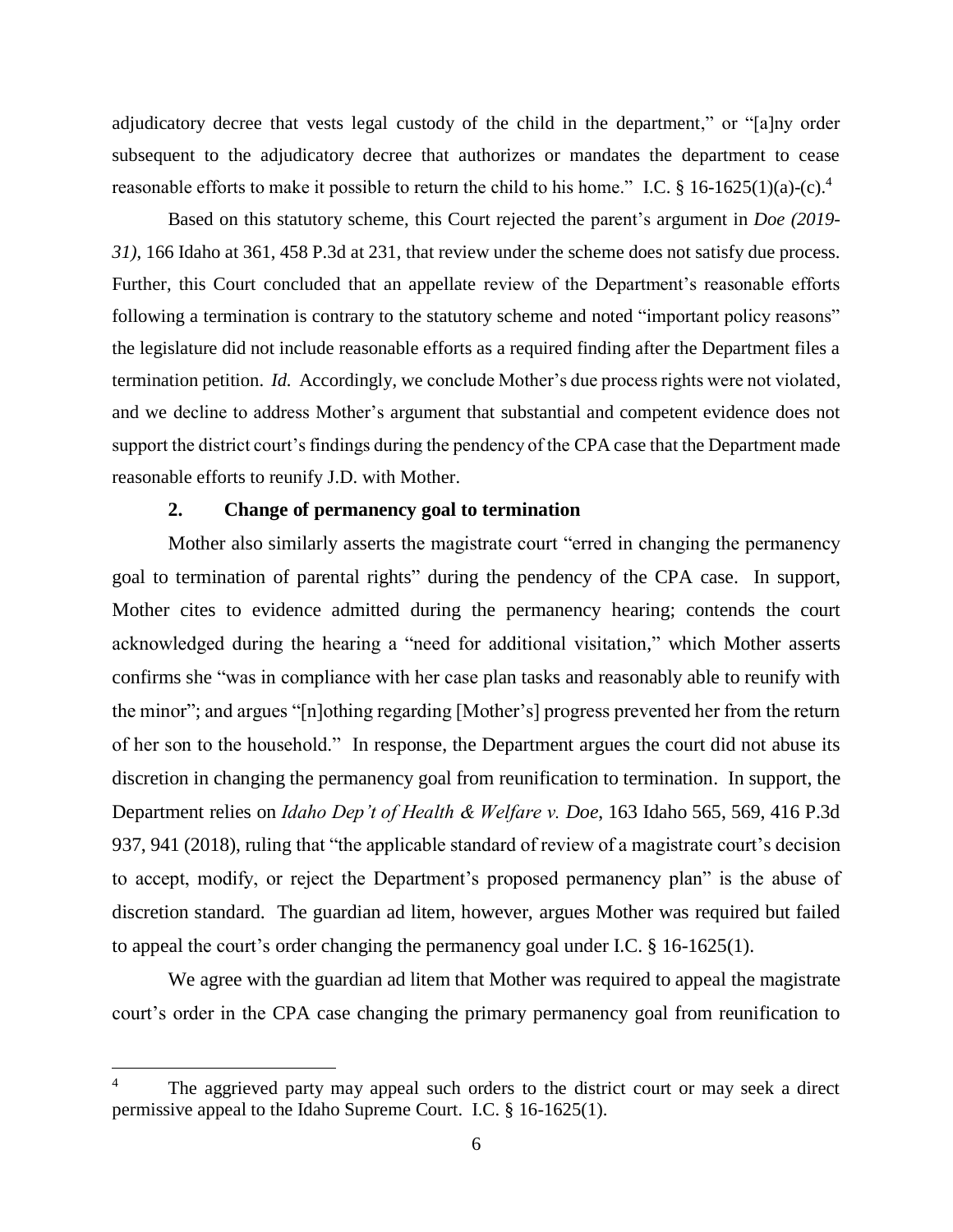adjudicatory decree that vests legal custody of the child in the department," or "[a]ny order subsequent to the adjudicatory decree that authorizes or mandates the department to cease reasonable efforts to make it possible to return the child to his home." I.C. § 16-1625(1)(a)-(c).[4]

Based on this statutory scheme, this Court rejected the parent's argument in *Doe (2019-31)*, 166 Idaho at 361, 458 P.3d at 231, that review under the scheme does not satisfy due process. Further, this Court concluded that an appellate review of the Department's reasonable efforts following a termination is contrary to the statutory scheme and noted "important policy reasons" the legislature did not include reasonable efforts as a required finding after the Department files a termination petition. *Id.* Accordingly, we conclude Mother's due process rights were not violated, and we decline to address Mother's argument that substantial and competent evidence does not support the district court's findings during the pendency of the CPA case that the Department made reasonable efforts to reunify J.D. with Mother.

### 2. Change of permanency goal to termination

Mother also similarly asserts the magistrate court "erred in changing the permanency goal to termination of parental rights" during the pendency of the CPA case. In support, Mother cites to evidence admitted during the permanency hearing; contends the court acknowledged during the hearing a "need for additional visitation," which Mother asserts confirms she "was in compliance with her case plan tasks and reasonably able to reunify with the minor"; and argues "[n]othing regarding [Mother's] progress prevented her from the return of her son to the household." In response, the Department argues the court did not abuse its discretion in changing the permanency goal from reunification to termination. In support, the Department relies on *Idaho Dep't of Health & Welfare v. Doe*, 163 Idaho 565, 569, 416 P.3d 937, 941 (2018), ruling that "the applicable standard of review of a magistrate court's decision to accept, modify, or reject the Department's proposed permanency plan" is the abuse of discretion standard. The guardian ad litem, however, argues Mother was required but failed to appeal the court's order changing the permanency goal under I.C. § 16-1625(1).

We agree with the guardian ad litem that Mother was required to appeal the magistrate court's order in the CPA case changing the primary permanency goal from reunification to

---

[4] The aggrieved party may appeal such orders to the district court or may seek a direct permissive appeal to the Idaho Supreme Court. I.C. § 16-1625(1).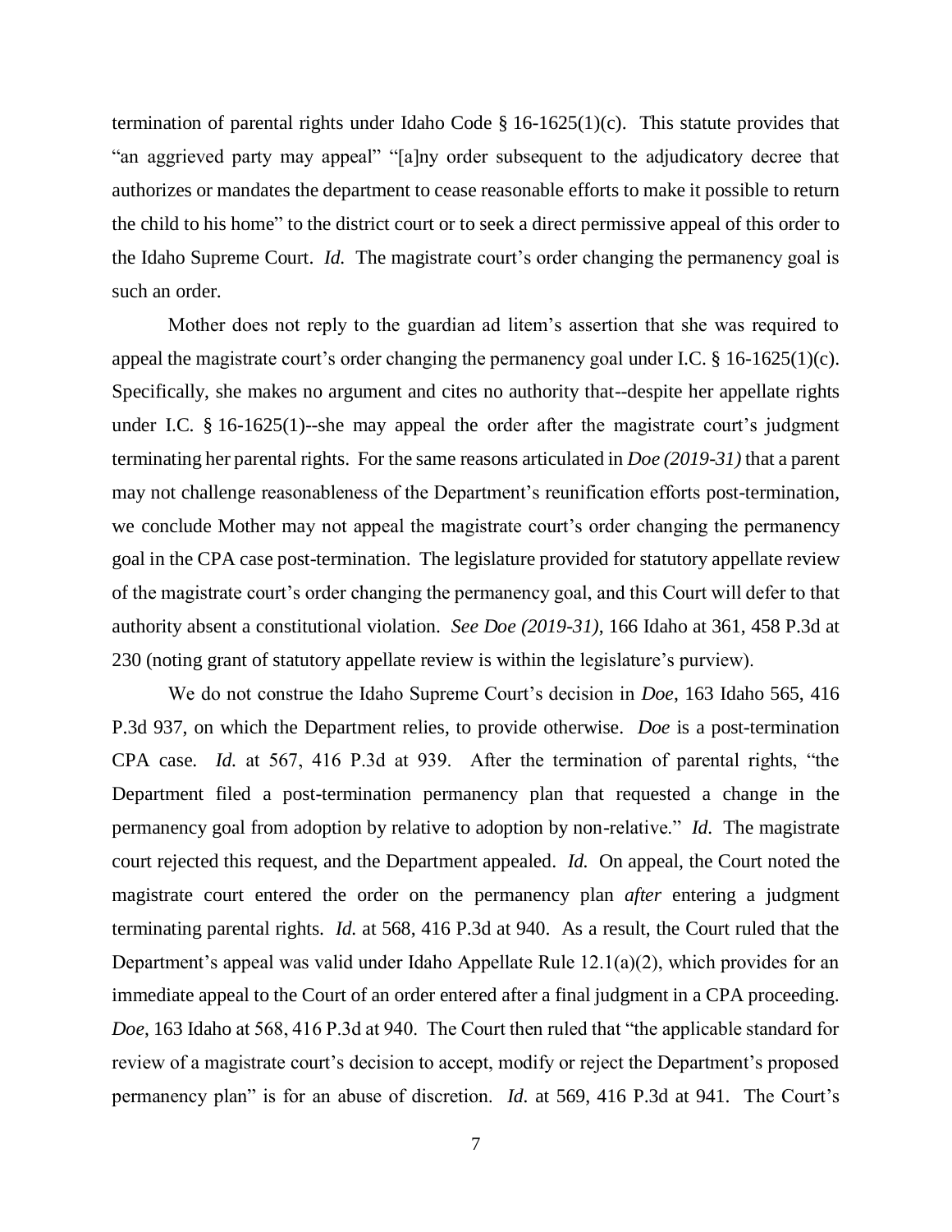termination of parental rights under Idaho Code § 16-1625(1)(c). This statute provides that "an aggrieved party may appeal" "[a]ny order subsequent to the adjudicatory decree that authorizes or mandates the department to cease reasonable efforts to make it possible to return the child to his home" to the district court or to seek a direct permissive appeal of this order to the Idaho Supreme Court. *Id.* The magistrate court's order changing the permanency goal is such an order.

Mother does not reply to the guardian ad litem's assertion that she was required to appeal the magistrate court's order changing the permanency goal under I.C. § 16-1625(1)(c). Specifically, she makes no argument and cites no authority that--despite her appellate rights under I.C. § 16-1625(1)--she may appeal the order after the magistrate court's judgment terminating her parental rights. For the same reasons articulated in *Doe (2019-31)* that a parent may not challenge reasonableness of the Department's reunification efforts post-termination, we conclude Mother may not appeal the magistrate court's order changing the permanency goal in the CPA case post-termination. The legislature provided for statutory appellate review of the magistrate court's order changing the permanency goal, and this Court will defer to that authority absent a constitutional violation. *See Doe (2019-31)*, 166 Idaho at 361, 458 P.3d at 230 (noting grant of statutory appellate review is within the legislature's purview).

We do not construe the Idaho Supreme Court's decision in *Doe*, 163 Idaho 565, 416 P.3d 937, on which the Department relies, to provide otherwise. *Doe* is a post-termination CPA case. *Id.* at 567, 416 P.3d at 939. After the termination of parental rights, "the Department filed a post-termination permanency plan that requested a change in the permanency goal from adoption by relative to adoption by non-relative." *Id.* The magistrate court rejected this request, and the Department appealed. *Id.* On appeal, the Court noted the magistrate court entered the order on the permanency plan *after* entering a judgment terminating parental rights. *Id.* at 568, 416 P.3d at 940. As a result, the Court ruled that the Department's appeal was valid under Idaho Appellate Rule 12.1(a)(2), which provides for an immediate appeal to the Court of an order entered after a final judgment in a CPA proceeding. *Doe*, 163 Idaho at 568, 416 P.3d at 940. The Court then ruled that "the applicable standard for review of a magistrate court's decision to accept, modify or reject the Department's proposed permanency plan" is for an abuse of discretion. *Id.* at 569, 416 P.3d at 941. The Court's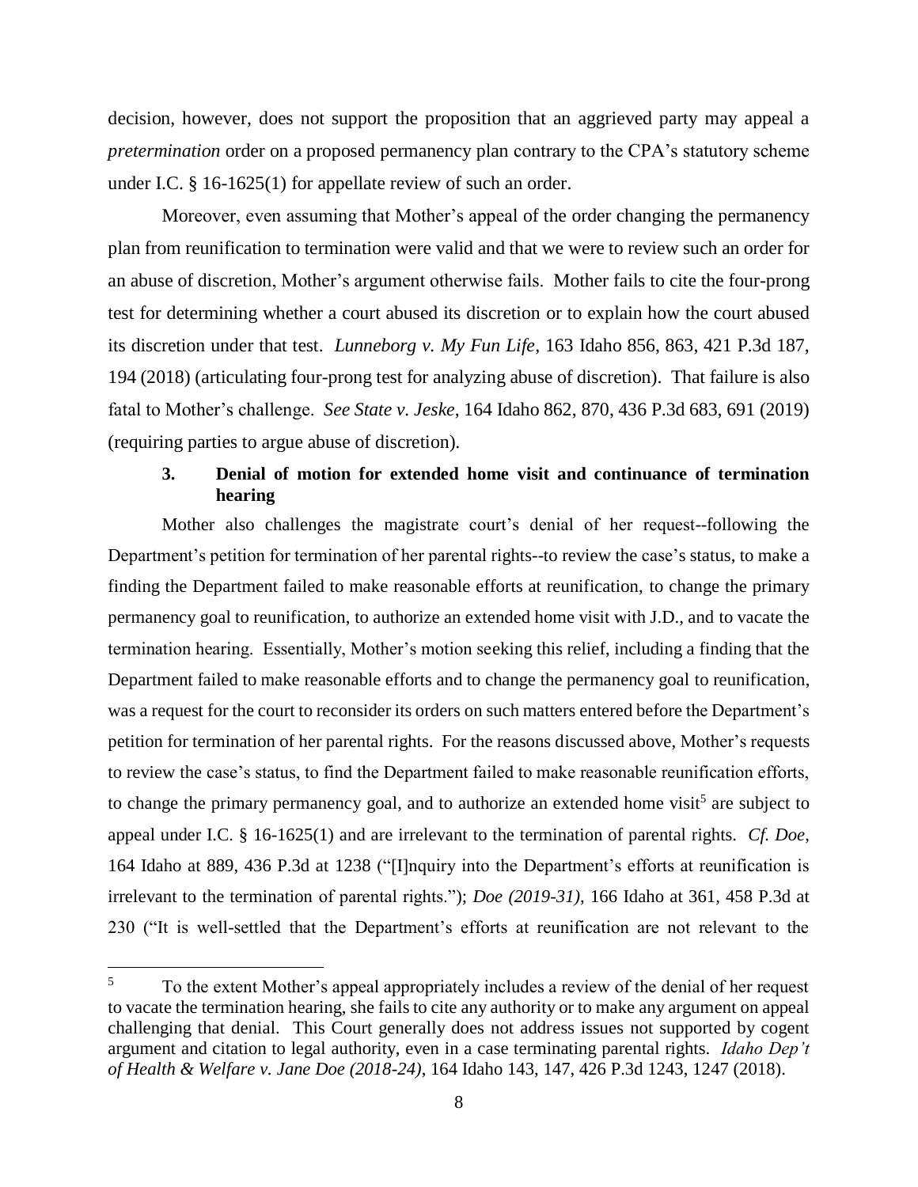decision, however, does not support the proposition that an aggrieved party may appeal a *pretermination* order on a proposed permanency plan contrary to the CPA's statutory scheme under I.C. § 16-1625(1) for appellate review of such an order.

Moreover, even assuming that Mother's appeal of the order changing the permanency plan from reunification to termination were valid and that we were to review such an order for an abuse of discretion, Mother's argument otherwise fails. Mother fails to cite the four-prong test for determining whether a court abused its discretion or to explain how the court abused its discretion under that test. *Lunneborg v. My Fun Life*, 163 Idaho 856, 863, 421 P.3d 187, 194 (2018) (articulating four-prong test for analyzing abuse of discretion). That failure is also fatal to Mother's challenge. *See State v. Jeske*, 164 Idaho 862, 870, 436 P.3d 683, 691 (2019) (requiring parties to argue abuse of discretion).

### 3. Denial of motion for extended home visit and continuance of termination hearing

Mother also challenges the magistrate court's denial of her request--following the Department's petition for termination of her parental rights--to review the case's status, to make a finding the Department failed to make reasonable efforts at reunification, to change the primary permanency goal to reunification, to authorize an extended home visit with J.D., and to vacate the termination hearing. Essentially, Mother's motion seeking this relief, including a finding that the Department failed to make reasonable efforts and to change the permanency goal to reunification, was a request for the court to reconsider its orders on such matters entered before the Department's petition for termination of her parental rights. For the reasons discussed above, Mother's requests to review the case's status, to find the Department failed to make reasonable reunification efforts, to change the primary permanency goal, and to authorize an extended home visit[5] are subject to appeal under I.C. § 16-1625(1) and are irrelevant to the termination of parental rights. *Cf. Doe*, 164 Idaho at 889, 436 P.3d at 1238 ("[I]nquiry into the Department's efforts at reunification is irrelevant to the termination of parental rights."); *Doe (2019-31)*, 166 Idaho at 361, 458 P.3d at 230 ("It is well-settled that the Department's efforts at reunification are not relevant to the

---

[5] To the extent Mother's appeal appropriately includes a review of the denial of her request to vacate the termination hearing, she fails to cite any authority or to make any argument on appeal challenging that denial. This Court generally does not address issues not supported by cogent argument and citation to legal authority, even in a case terminating parental rights. *Idaho Dep't of Health & Welfare v. Jane Doe (2018-24)*, 164 Idaho 143, 147, 426 P.3d 1243, 1247 (2018).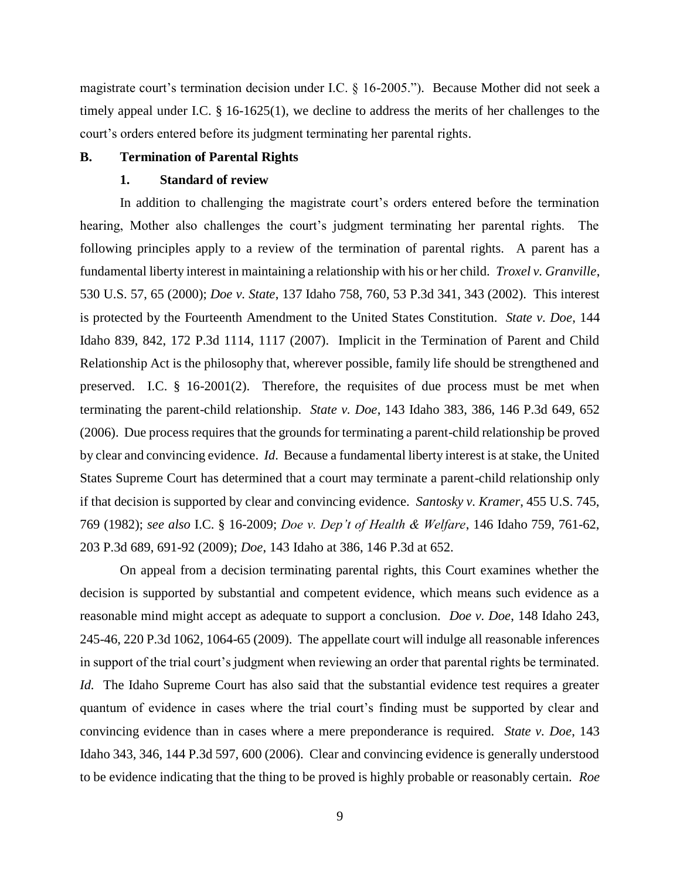magistrate court's termination decision under I.C. § 16-2005."). Because Mother did not seek a timely appeal under I.C. § 16-1625(1), we decline to address the merits of her challenges to the court's orders entered before its judgment terminating her parental rights.

## B. Termination of Parental Rights

### 1. Standard of review

In addition to challenging the magistrate court's orders entered before the termination hearing, Mother also challenges the court's judgment terminating her parental rights. The following principles apply to a review of the termination of parental rights. A parent has a fundamental liberty interest in maintaining a relationship with his or her child. *Troxel v. Granville*, 530 U.S. 57, 65 (2000); *Doe v. State*, 137 Idaho 758, 760, 53 P.3d 341, 343 (2002). This interest is protected by the Fourteenth Amendment to the United States Constitution. *State v. Doe*, 144 Idaho 839, 842, 172 P.3d 1114, 1117 (2007). Implicit in the Termination of Parent and Child Relationship Act is the philosophy that, wherever possible, family life should be strengthened and preserved. I.C. § 16-2001(2). Therefore, the requisites of due process must be met when terminating the parent-child relationship. *State v. Doe*, 143 Idaho 383, 386, 146 P.3d 649, 652 (2006). Due process requires that the grounds for terminating a parent-child relationship be proved by clear and convincing evidence. *Id*. Because a fundamental liberty interest is at stake, the United States Supreme Court has determined that a court may terminate a parent-child relationship only if that decision is supported by clear and convincing evidence. *Santosky v. Kramer*, 455 U.S. 745, 769 (1982); *see also* I.C. § 16-2009; *Doe v. Dep't of Health & Welfare*, 146 Idaho 759, 761-62, 203 P.3d 689, 691-92 (2009); *Doe*, 143 Idaho at 386, 146 P.3d at 652.

On appeal from a decision terminating parental rights, this Court examines whether the decision is supported by substantial and competent evidence, which means such evidence as a reasonable mind might accept as adequate to support a conclusion. *Doe v. Doe*, 148 Idaho 243, 245-46, 220 P.3d 1062, 1064-65 (2009). The appellate court will indulge all reasonable inferences in support of the trial court's judgment when reviewing an order that parental rights be terminated. *Id.* The Idaho Supreme Court has also said that the substantial evidence test requires a greater quantum of evidence in cases where the trial court's finding must be supported by clear and convincing evidence than in cases where a mere preponderance is required. *State v. Doe*, 143 Idaho 343, 346, 144 P.3d 597, 600 (2006). Clear and convincing evidence is generally understood to be evidence indicating that the thing to be proved is highly probable or reasonably certain. *Roe*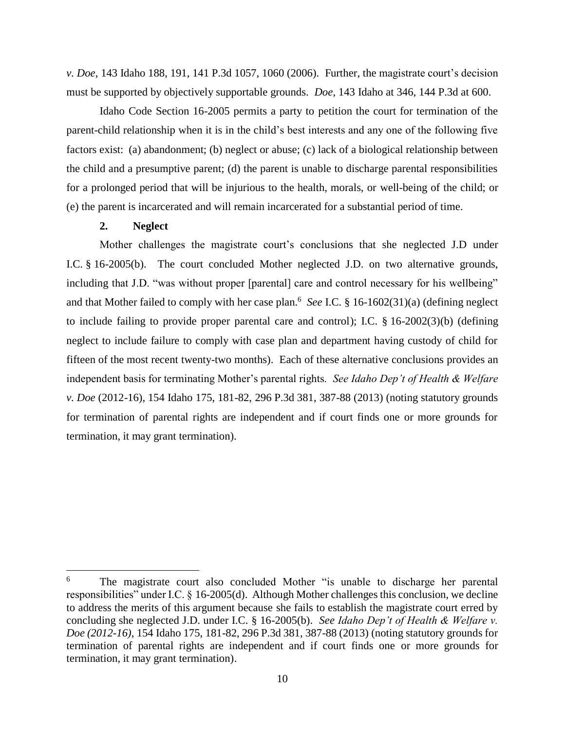*v. Doe*, 143 Idaho 188, 191, 141 P.3d 1057, 1060 (2006). Further, the magistrate court's decision must be supported by objectively supportable grounds. *Doe*, 143 Idaho at 346, 144 P.3d at 600.

Idaho Code Section 16-2005 permits a party to petition the court for termination of the parent-child relationship when it is in the child's best interests and any one of the following five factors exist: (a) abandonment; (b) neglect or abuse; (c) lack of a biological relationship between the child and a presumptive parent; (d) the parent is unable to discharge parental responsibilities for a prolonged period that will be injurious to the health, morals, or well-being of the child; or (e) the parent is incarcerated and will remain incarcerated for a substantial period of time.

### 2. Neglect

Mother challenges the magistrate court's conclusions that she neglected J.D under I.C. § 16-2005(b). The court concluded Mother neglected J.D. on two alternative grounds, including that J.D. "was without proper [parental] care and control necessary for his wellbeing" and that Mother failed to comply with her case plan.[6] *See* I.C. § 16-1602(31)(a) (defining neglect to include failing to provide proper parental care and control); I.C. § 16-2002(3)(b) (defining neglect to include failure to comply with case plan and department having custody of child for fifteen of the most recent twenty-two months). Each of these alternative conclusions provides an independent basis for terminating Mother's parental rights. *See Idaho Dep't of Health & Welfare v. Doe* (2012-16), 154 Idaho 175, 181-82, 296 P.3d 381, 387-88 (2013) (noting statutory grounds for termination of parental rights are independent and if court finds one or more grounds for termination, it may grant termination).

---

[6] The magistrate court also concluded Mother "is unable to discharge her parental responsibilities" under I.C. § 16-2005(d). Although Mother challenges this conclusion, we decline to address the merits of this argument because she fails to establish the magistrate court erred by concluding she neglected J.D. under I.C. § 16-2005(b). *See Idaho Dep't of Health & Welfare v. Doe (2012-16)*, 154 Idaho 175, 181-82, 296 P.3d 381, 387-88 (2013) (noting statutory grounds for termination of parental rights are independent and if court finds one or more grounds for termination, it may grant termination).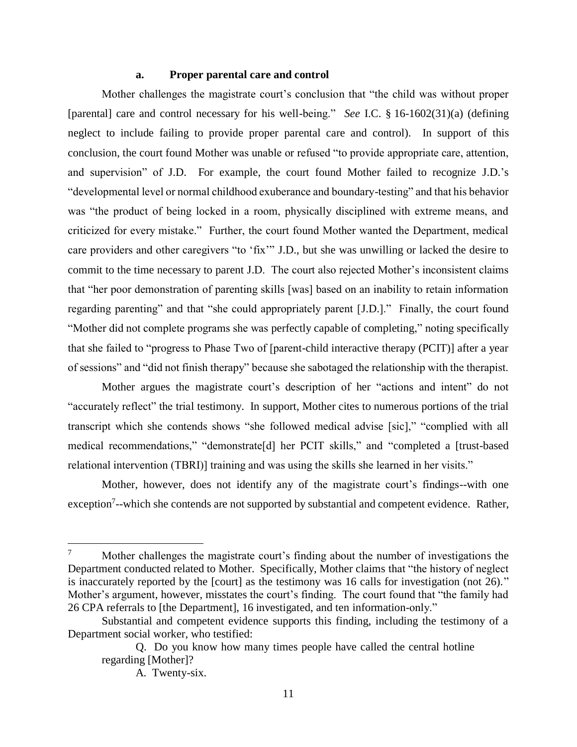#### a. Proper parental care and control

Mother challenges the magistrate court's conclusion that "the child was without proper [parental] care and control necessary for his well-being." *See* I.C. § 16-1602(31)(a) (defining neglect to include failing to provide proper parental care and control). In support of this conclusion, the court found Mother was unable or refused "to provide appropriate care, attention, and supervision" of J.D. For example, the court found Mother failed to recognize J.D.'s "developmental level or normal childhood exuberance and boundary-testing" and that his behavior was "the product of being locked in a room, physically disciplined with extreme means, and criticized for every mistake." Further, the court found Mother wanted the Department, medical care providers and other caregivers "to 'fix'" J.D., but she was unwilling or lacked the desire to commit to the time necessary to parent J.D. The court also rejected Mother's inconsistent claims that "her poor demonstration of parenting skills [was] based on an inability to retain information regarding parenting" and that "she could appropriately parent [J.D.]." Finally, the court found "Mother did not complete programs she was perfectly capable of completing," noting specifically that she failed to "progress to Phase Two of [parent-child interactive therapy (PCIT)] after a year of sessions" and "did not finish therapy" because she sabotaged the relationship with the therapist.

Mother argues the magistrate court's description of her "actions and intent" do not "accurately reflect" the trial testimony. In support, Mother cites to numerous portions of the trial transcript which she contends shows "she followed medical advise [sic]," "complied with all medical recommendations," "demonstrate[d] her PCIT skills," and "completed a [trust-based relational intervention (TBRI)] training and was using the skills she learned in her visits."

Mother, however, does not identify any of the magistrate court's findings--with one exception[7]--which she contends are not supported by substantial and competent evidence. Rather,

---

[7] Mother challenges the magistrate court's finding about the number of investigations the Department conducted related to Mother. Specifically, Mother claims that "the history of neglect is inaccurately reported by the [court] as the testimony was 16 calls for investigation (not 26)." Mother's argument, however, misstates the court's finding. The court found that "the family had 26 CPA referrals to [the Department], 16 investigated, and ten information-only."

Substantial and competent evidence supports this finding, including the testimony of a Department social worker, who testified:

> Q. Do you know how many times people have called the central hotline regarding [Mother]?
>
> A. Twenty-six.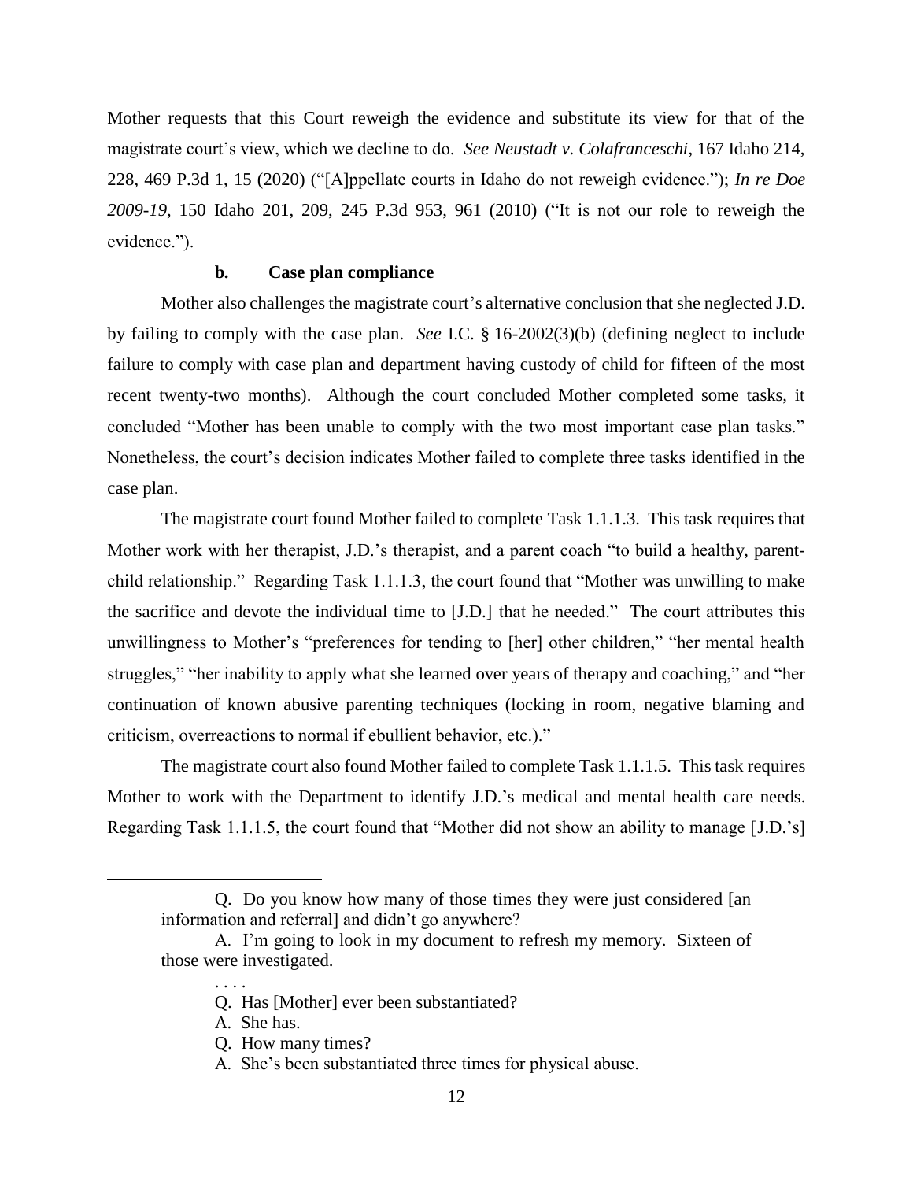Mother requests that this Court reweigh the evidence and substitute its view for that of the magistrate court's view, which we decline to do. *See Neustadt v. Colafranceschi*, 167 Idaho 214, 228, 469 P.3d 1, 15 (2020) ("[A]ppellate courts in Idaho do not reweigh evidence."); *In re Doe 2009-19*, 150 Idaho 201, 209, 245 P.3d 953, 961 (2010) ("It is not our role to reweigh the evidence.").

#### b. Case plan compliance

Mother also challenges the magistrate court's alternative conclusion that she neglected J.D. by failing to comply with the case plan. *See* I.C. § 16-2002(3)(b) (defining neglect to include failure to comply with case plan and department having custody of child for fifteen of the most recent twenty-two months). Although the court concluded Mother completed some tasks, it concluded "Mother has been unable to comply with the two most important case plan tasks." Nonetheless, the court's decision indicates Mother failed to complete three tasks identified in the case plan.

The magistrate court found Mother failed to complete Task 1.1.1.3. This task requires that Mother work with her therapist, J.D.'s therapist, and a parent coach "to build a healthy, parent-child relationship." Regarding Task 1.1.1.3, the court found that "Mother was unwilling to make the sacrifice and devote the individual time to [J.D.] that he needed." The court attributes this unwillingness to Mother's "preferences for tending to [her] other children," "her mental health struggles," "her inability to apply what she learned over years of therapy and coaching," and "her continuation of known abusive parenting techniques (locking in room, negative blaming and criticism, overreactions to normal if ebullient behavior, etc.)."

The magistrate court also found Mother failed to complete Task 1.1.1.5. This task requires Mother to work with the Department to identify J.D.'s medical and mental health care needs. Regarding Task 1.1.1.5, the court found that "Mother did not show an ability to manage [J.D.'s]

---

> Q. Do you know how many of those times they were just considered [an information and referral] and didn't go anywhere?
>
> A. I'm going to look in my document to refresh my memory. Sixteen of those were investigated.
>
> . . . .
>
> Q. Has [Mother] ever been substantiated?
>
> A. She has.
>
> Q. How many times?
>
> A. She's been substantiated three times for physical abuse.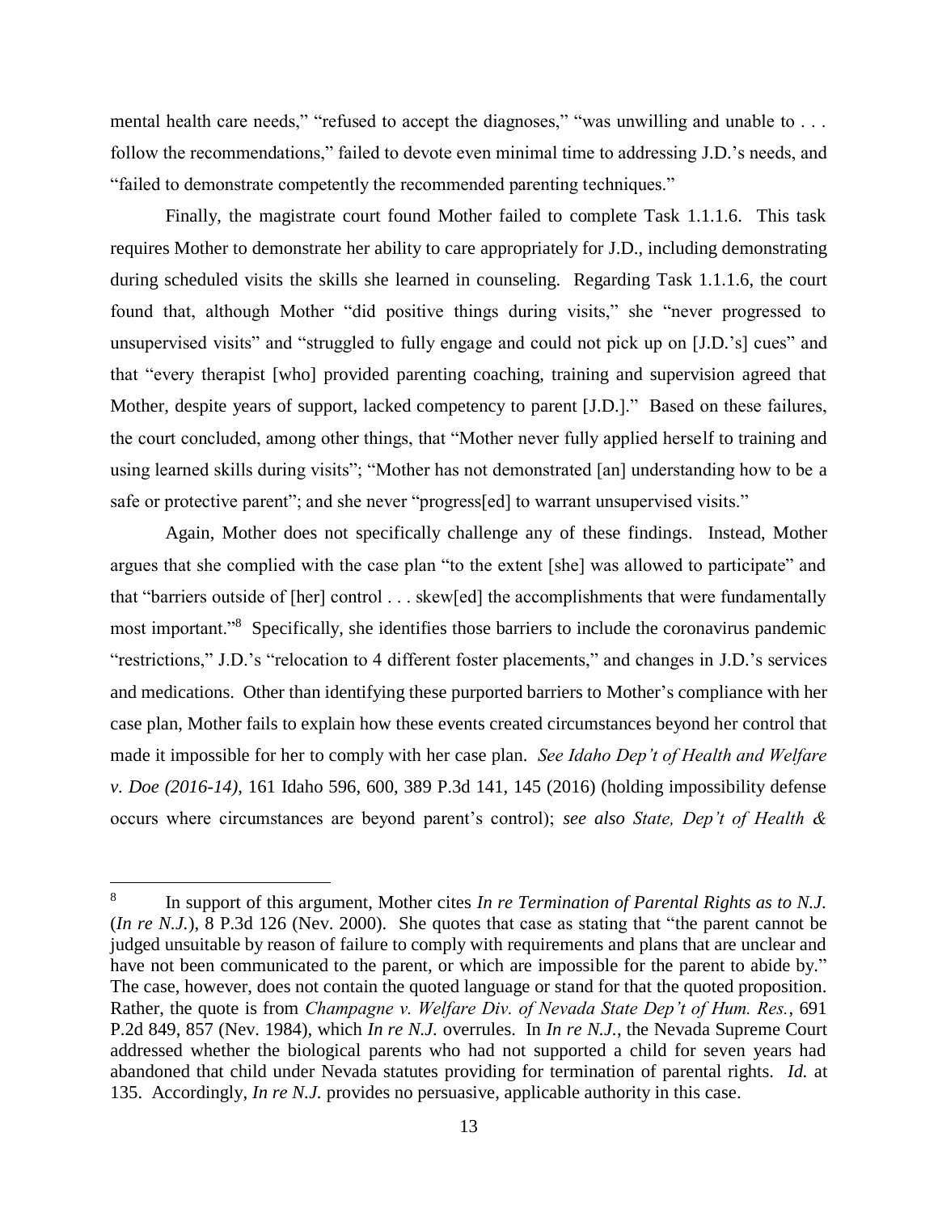mental health care needs," "refused to accept the diagnoses," "was unwilling and unable to . . . follow the recommendations," failed to devote even minimal time to addressing J.D.'s needs, and "failed to demonstrate competently the recommended parenting techniques."

Finally, the magistrate court found Mother failed to complete Task 1.1.1.6. This task requires Mother to demonstrate her ability to care appropriately for J.D., including demonstrating during scheduled visits the skills she learned in counseling. Regarding Task 1.1.1.6, the court found that, although Mother "did positive things during visits," she "never progressed to unsupervised visits" and "struggled to fully engage and could not pick up on [J.D.'s] cues" and that "every therapist [who] provided parenting coaching, training and supervision agreed that Mother, despite years of support, lacked competency to parent [J.D.]." Based on these failures, the court concluded, among other things, that "Mother never fully applied herself to training and using learned skills during visits"; "Mother has not demonstrated [an] understanding how to be a safe or protective parent"; and she never "progress[ed] to warrant unsupervised visits."

Again, Mother does not specifically challenge any of these findings. Instead, Mother argues that she complied with the case plan "to the extent [she] was allowed to participate" and that "barriers outside of [her] control . . . skew[ed] the accomplishments that were fundamentally most important."[8] Specifically, she identifies those barriers to include the coronavirus pandemic "restrictions," J.D.'s "relocation to 4 different foster placements," and changes in J.D.'s services and medications. Other than identifying these purported barriers to Mother's compliance with her case plan, Mother fails to explain how these events created circumstances beyond her control that made it impossible for her to comply with her case plan. *See Idaho Dep't of Health and Welfare v. Doe (2016-14)*, 161 Idaho 596, 600, 389 P.3d 141, 145 (2016) (holding impossibility defense occurs where circumstances are beyond parent's control); *see also State, Dep't of Health &*

---

[8] In support of this argument, Mother cites *In re Termination of Parental Rights as to N.J.* (*In re N.J.*), 8 P.3d 126 (Nev. 2000). She quotes that case as stating that "the parent cannot be judged unsuitable by reason of failure to comply with requirements and plans that are unclear and have not been communicated to the parent, or which are impossible for the parent to abide by." The case, however, does not contain the quoted language or stand for that the quoted proposition. Rather, the quote is from *Champagne v. Welfare Div. of Nevada State Dep't of Hum. Res.*, 691 P.2d 849, 857 (Nev. 1984), which *In re N.J.* overrules. In *In re N.J.*, the Nevada Supreme Court addressed whether the biological parents who had not supported a child for seven years had abandoned that child under Nevada statutes providing for termination of parental rights. *Id.* at 135. Accordingly, *In re N.J.* provides no persuasive, applicable authority in this case.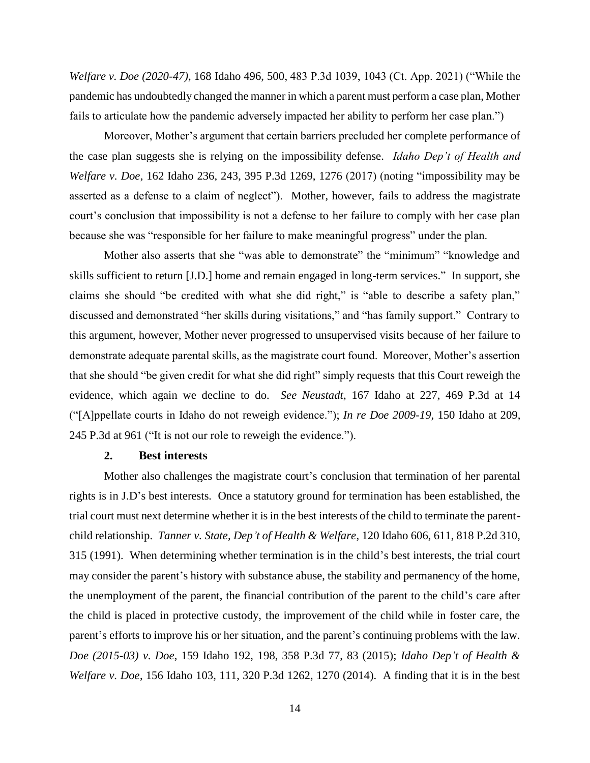*Welfare v. Doe (2020-47)*, 168 Idaho 496, 500, 483 P.3d 1039, 1043 (Ct. App. 2021) ("While the pandemic has undoubtedly changed the manner in which a parent must perform a case plan, Mother fails to articulate how the pandemic adversely impacted her ability to perform her case plan.")

Moreover, Mother's argument that certain barriers precluded her complete performance of the case plan suggests she is relying on the impossibility defense. *Idaho Dep't of Health and Welfare v. Doe*, 162 Idaho 236, 243, 395 P.3d 1269, 1276 (2017) (noting "impossibility may be asserted as a defense to a claim of neglect"). Mother, however, fails to address the magistrate court's conclusion that impossibility is not a defense to her failure to comply with her case plan because she was "responsible for her failure to make meaningful progress" under the plan.

Mother also asserts that she "was able to demonstrate" the "minimum" "knowledge and skills sufficient to return [J.D.] home and remain engaged in long-term services." In support, she claims she should "be credited with what she did right," is "able to describe a safety plan," discussed and demonstrated "her skills during visitations," and "has family support." Contrary to this argument, however, Mother never progressed to unsupervised visits because of her failure to demonstrate adequate parental skills, as the magistrate court found. Moreover, Mother's assertion that she should "be given credit for what she did right" simply requests that this Court reweigh the evidence, which again we decline to do. *See Neustadt*, 167 Idaho at 227, 469 P.3d at 14 ("[A]ppellate courts in Idaho do not reweigh evidence."); *In re Doe 2009-19*, 150 Idaho at 209, 245 P.3d at 961 ("It is not our role to reweigh the evidence.").

### 2. Best interests

Mother also challenges the magistrate court's conclusion that termination of her parental rights is in J.D's best interests. Once a statutory ground for termination has been established, the trial court must next determine whether it is in the best interests of the child to terminate the parent-child relationship. *Tanner v. State, Dep't of Health & Welfare*, 120 Idaho 606, 611, 818 P.2d 310, 315 (1991). When determining whether termination is in the child's best interests, the trial court may consider the parent's history with substance abuse, the stability and permanency of the home, the unemployment of the parent, the financial contribution of the parent to the child's care after the child is placed in protective custody, the improvement of the child while in foster care, the parent's efforts to improve his or her situation, and the parent's continuing problems with the law. *Doe (2015-03) v. Doe*, 159 Idaho 192, 198, 358 P.3d 77, 83 (2015); *Idaho Dep't of Health & Welfare v. Doe*, 156 Idaho 103, 111, 320 P.3d 1262, 1270 (2014). A finding that it is in the best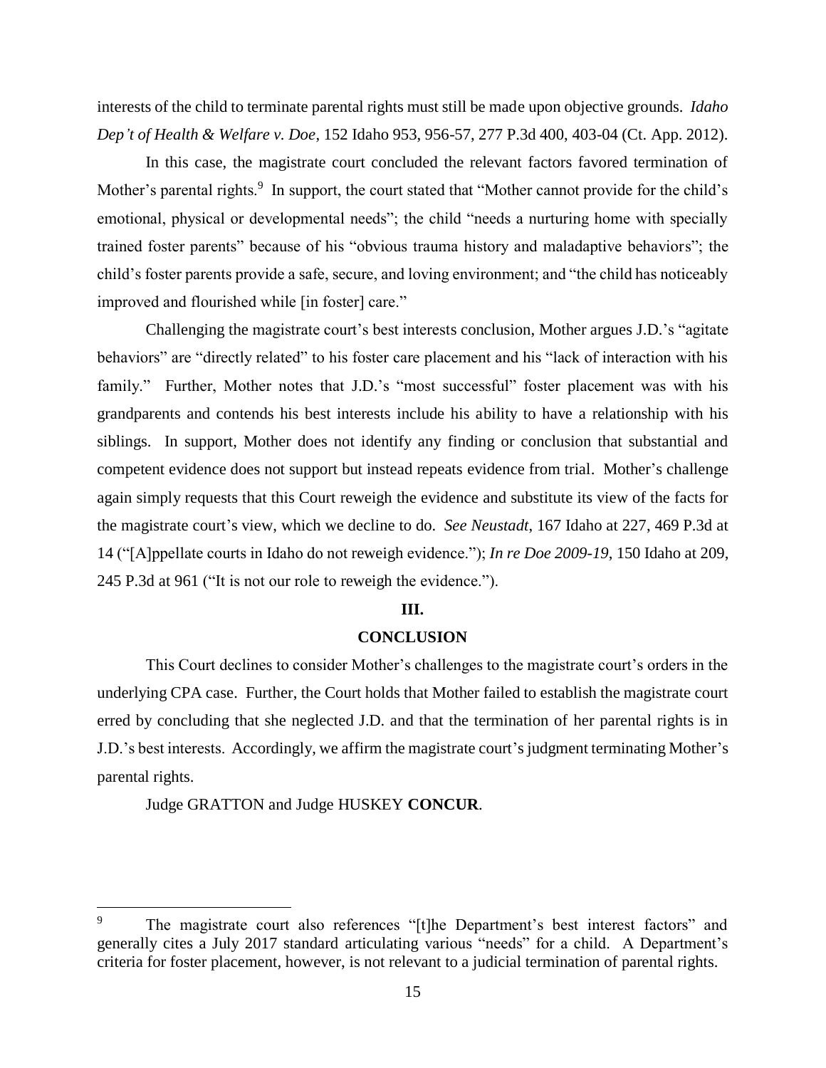interests of the child to terminate parental rights must still be made upon objective grounds. *Idaho Dep't of Health & Welfare v. Doe*, 152 Idaho 953, 956-57, 277 P.3d 400, 403-04 (Ct. App. 2012).

In this case, the magistrate court concluded the relevant factors favored termination of Mother's parental rights.[9] In support, the court stated that "Mother cannot provide for the child's emotional, physical or developmental needs"; the child "needs a nurturing home with specially trained foster parents" because of his "obvious trauma history and maladaptive behaviors"; the child's foster parents provide a safe, secure, and loving environment; and "the child has noticeably improved and flourished while [in foster] care."

Challenging the magistrate court's best interests conclusion, Mother argues J.D.'s "agitate behaviors" are "directly related" to his foster care placement and his "lack of interaction with his family." Further, Mother notes that J.D.'s "most successful" foster placement was with his grandparents and contends his best interests include his ability to have a relationship with his siblings. In support, Mother does not identify any finding or conclusion that substantial and competent evidence does not support but instead repeats evidence from trial. Mother's challenge again simply requests that this Court reweigh the evidence and substitute its view of the facts for the magistrate court's view, which we decline to do. *See Neustadt*, 167 Idaho at 227, 469 P.3d at 14 ("[A]ppellate courts in Idaho do not reweigh evidence."); *In re Doe 2009-19*, 150 Idaho at 209, 245 P.3d at 961 ("It is not our role to reweigh the evidence.").

## III.

## CONCLUSION

This Court declines to consider Mother's challenges to the magistrate court's orders in the underlying CPA case. Further, the Court holds that Mother failed to establish the magistrate court erred by concluding that she neglected J.D. and that the termination of her parental rights is in J.D.'s best interests. Accordingly, we affirm the magistrate court's judgment terminating Mother's parental rights.

Judge GRATTON and Judge HUSKEY **CONCUR**.

---

[9] The magistrate court also references "[t]he Department's best interest factors" and generally cites a July 2017 standard articulating various "needs" for a child. A Department's criteria for foster placement, however, is not relevant to a judicial termination of parental rights.